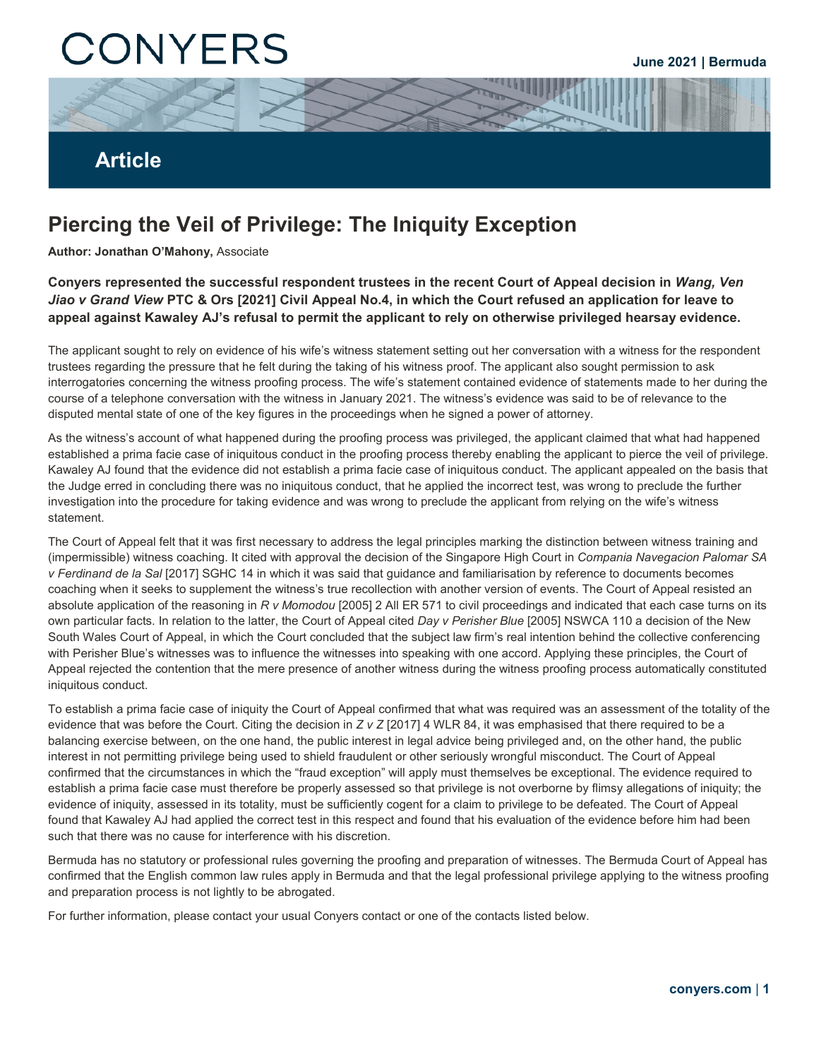# CONYERS

June 2021 | Bermuda

## Article

# Piercing the Veil of Privilege: The Iniquity Exception

**Author: Jonathan O'Mahony,** Associate

**Conyers represented the successful respondent trustees in the recent Court of Appeal decision in *Wang, Ven Jiao v Grand View* PTC & Ors [2021] Civil Appeal No.4, in which the Court refused an application for leave to appeal against Kawaley AJ's refusal to permit the applicant to rely on otherwise privileged hearsay evidence.**

The applicant sought to rely on evidence of his wife's witness statement setting out her conversation with a witness for the respondent trustees regarding the pressure that he felt during the taking of his witness proof. The applicant also sought permission to ask interrogatories concerning the witness proofing process. The wife's statement contained evidence of statements made to her during the course of a telephone conversation with the witness in January 2021. The witness's evidence was said to be of relevance to the disputed mental state of one of the key figures in the proceedings when he signed a power of attorney.

As the witness's account of what happened during the proofing process was privileged, the applicant claimed that what had happened established a prima facie case of iniquitous conduct in the proofing process thereby enabling the applicant to pierce the veil of privilege. Kawaley AJ found that the evidence did not establish a prima facie case of iniquitous conduct. The applicant appealed on the basis that the Judge erred in concluding there was no iniquitous conduct, that he applied the incorrect test, was wrong to preclude the further investigation into the procedure for taking evidence and was wrong to preclude the applicant from relying on the wife's witness statement.

The Court of Appeal felt that it was first necessary to address the legal principles marking the distinction between witness training and (impermissible) witness coaching. It cited with approval the decision of the Singapore High Court in *Compania Navegacion Palomar SA v Ferdinand de la Sal* [2017] SGHC 14 in which it was said that guidance and familiarisation by reference to documents becomes coaching when it seeks to supplement the witness's true recollection with another version of events. The Court of Appeal resisted an absolute application of the reasoning in *R v Momodou* [2005] 2 All ER 571 to civil proceedings and indicated that each case turns on its own particular facts. In relation to the latter, the Court of Appeal cited *Day v Perisher Blue* [2005] NSWCA 110 a decision of the New South Wales Court of Appeal, in which the Court concluded that the subject law firm's real intention behind the collective conferencing with Perisher Blue's witnesses was to influence the witnesses into speaking with one accord. Applying these principles, the Court of Appeal rejected the contention that the mere presence of another witness during the witness proofing process automatically constituted iniquitous conduct.

To establish a prima facie case of iniquity the Court of Appeal confirmed that what was required was an assessment of the totality of the evidence that was before the Court. Citing the decision in *Z v Z* [2017] 4 WLR 84, it was emphasised that there required to be a balancing exercise between, on the one hand, the public interest in legal advice being privileged and, on the other hand, the public interest in not permitting privilege being used to shield fraudulent or other seriously wrongful misconduct. The Court of Appeal confirmed that the circumstances in which the "fraud exception" will apply must themselves be exceptional. The evidence required to establish a prima facie case must therefore be properly assessed so that privilege is not overborne by flimsy allegations of iniquity; the evidence of iniquity, assessed in its totality, must be sufficiently cogent for a claim to privilege to be defeated. The Court of Appeal found that Kawaley AJ had applied the correct test in this respect and found that his evaluation of the evidence before him had been such that there was no cause for interference with his discretion.

Bermuda has no statutory or professional rules governing the proofing and preparation of witnesses. The Bermuda Court of Appeal has confirmed that the English common law rules apply in Bermuda and that the legal professional privilege applying to the witness proofing and preparation process is not lightly to be abrogated.

For further information, please contact your usual Conyers contact or one of the contacts listed below.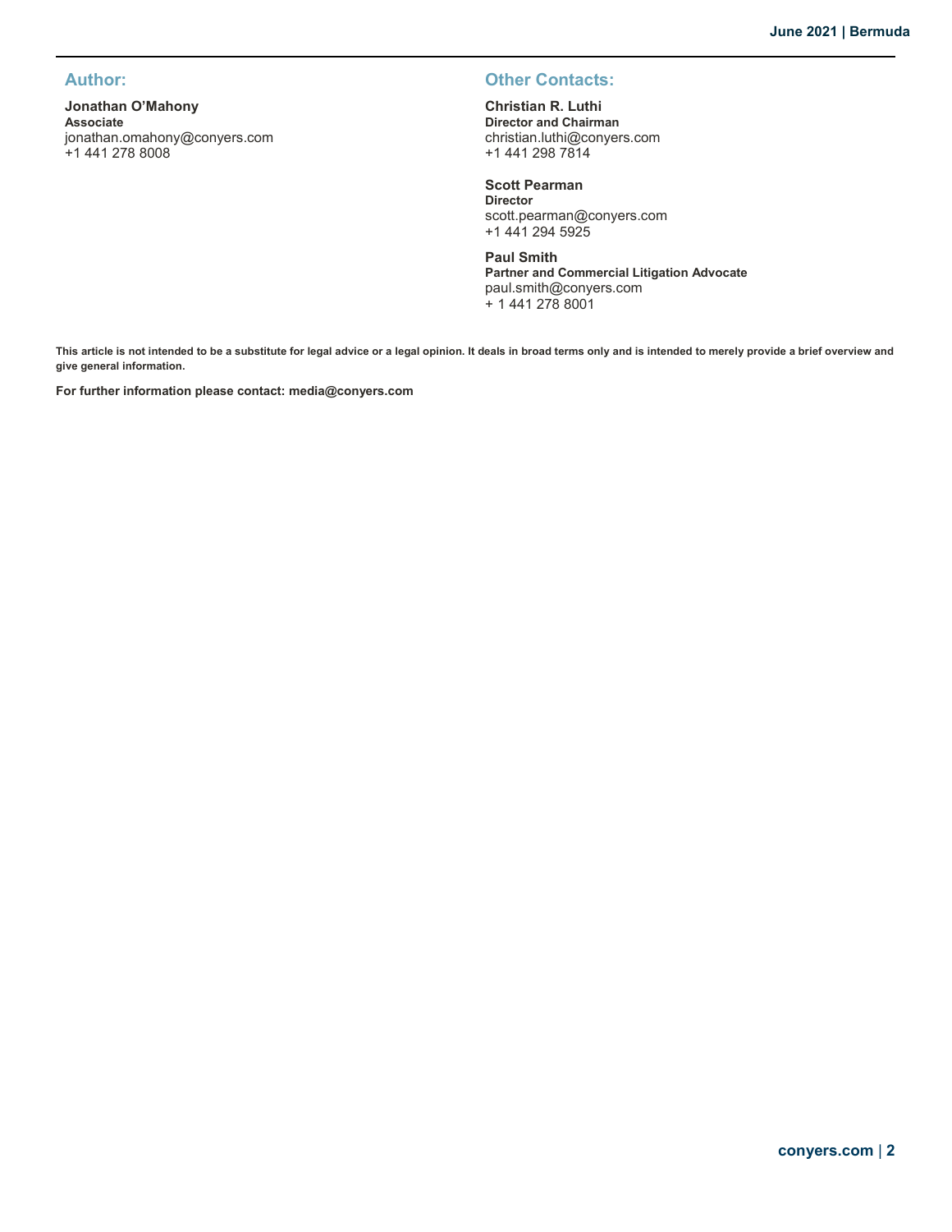## Author:

**Jonathan O'Mahony**
**Associate**
jonathan.omahony@conyers.com
+1 441 278 8008

## Other Contacts:

**Christian R. Luthi**
**Director and Chairman**
christian.luthi@conyers.com
+1 441 298 7814

**Scott Pearman**
**Director**
scott.pearman@conyers.com
+1 441 294 5925

**Paul Smith**
**Partner and Commercial Litigation Advocate**
paul.smith@conyers.com
+ 1 441 278 8001

**This article is not intended to be a substitute for legal advice or a legal opinion. It deals in broad terms only and is intended to merely provide a brief overview and give general information.**

**For further information please contact: media@conyers.com**